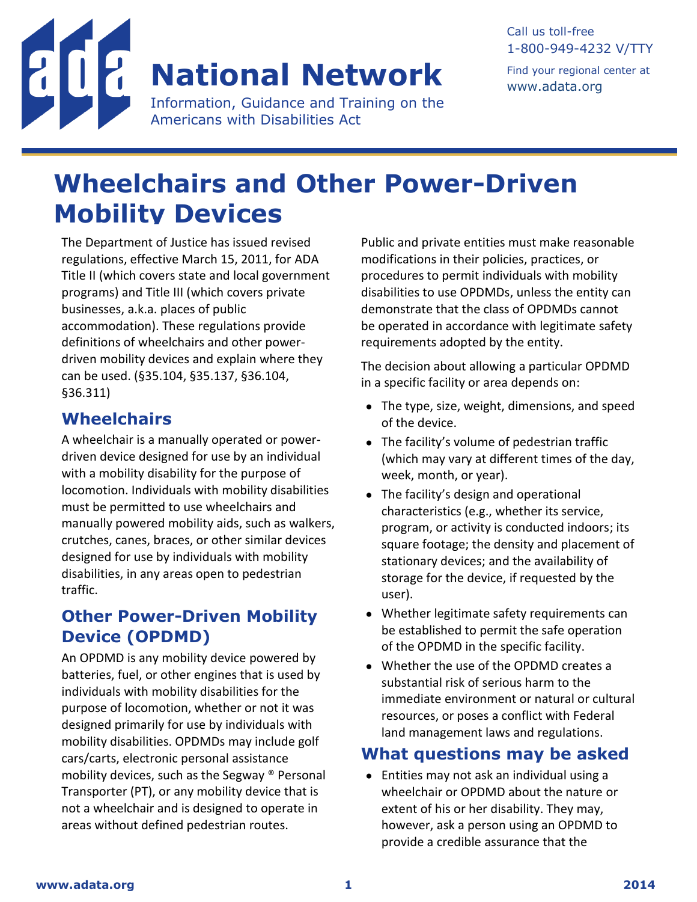# ADA National Network

Information, Guidance and Training on the Americans with Disabilities Act

Call us toll-free
1-800-949-4232 V/TTY

Find your regional center at
www.adata.org

# Wheelchairs and Other Power-Driven Mobility Devices

The Department of Justice has issued revised regulations, effective March 15, 2011, for ADA Title II (which covers state and local government programs) and Title III (which covers private businesses, a.k.a. places of public accommodation). These regulations provide definitions of wheelchairs and other power-driven mobility devices and explain where they can be used. (§35.104, §35.137, §36.104, §36.311)

## Wheelchairs

A wheelchair is a manually operated or power-driven device designed for use by an individual with a mobility disability for the purpose of locomotion. Individuals with mobility disabilities must be permitted to use wheelchairs and manually powered mobility aids, such as walkers, crutches, canes, braces, or other similar devices designed for use by individuals with mobility disabilities, in any areas open to pedestrian traffic.

## Other Power-Driven Mobility Device (OPDMD)

An OPDMD is any mobility device powered by batteries, fuel, or other engines that is used by individuals with mobility disabilities for the purpose of locomotion, whether or not it was designed primarily for use by individuals with mobility disabilities. OPDMDs may include golf cars/carts, electronic personal assistance mobility devices, such as the Segway ® Personal Transporter (PT), or any mobility device that is not a wheelchair and is designed to operate in areas without defined pedestrian routes.

Public and private entities must make reasonable modifications in their policies, practices, or procedures to permit individuals with mobility disabilities to use OPDMDs, unless the entity can demonstrate that the class of OPDMDs cannot be operated in accordance with legitimate safety requirements adopted by the entity.

The decision about allowing a particular OPDMD in a specific facility or area depends on:

- The type, size, weight, dimensions, and speed of the device.
- The facility's volume of pedestrian traffic (which may vary at different times of the day, week, month, or year).
- The facility's design and operational characteristics (e.g., whether its service, program, or activity is conducted indoors; its square footage; the density and placement of stationary devices; and the availability of storage for the device, if requested by the user).
- Whether legitimate safety requirements can be established to permit the safe operation of the OPDMD in the specific facility.
- Whether the use of the OPDMD creates a substantial risk of serious harm to the immediate environment or natural or cultural resources, or poses a conflict with Federal land management laws and regulations.

## What questions may be asked

- Entities may not ask an individual using a wheelchair or OPDMD about the nature or extent of his or her disability. They may, however, ask a person using an OPDMD to provide a credible assurance that the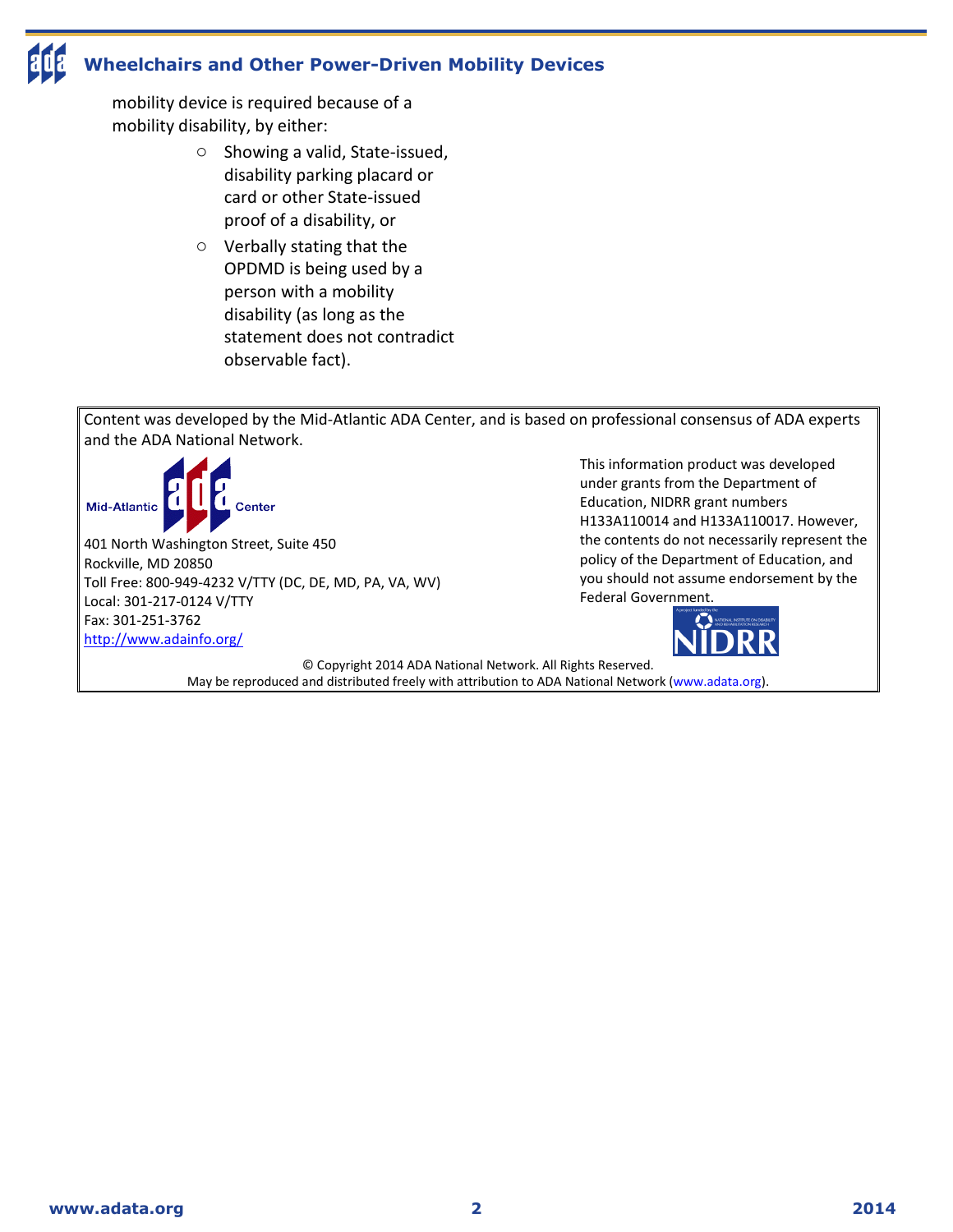mobility device is required because of a mobility disability, by either:

- Showing a valid, State-issued, disability parking placard or card or other State-issued proof of a disability, or
- Verbally stating that the OPDMD is being used by a person with a mobility disability (as long as the statement does not contradict observable fact).

---

Content was developed by the Mid-Atlantic ADA Center, and is based on professional consensus of ADA experts and the ADA National Network.

Mid-Atlantic ADA Center

401 North Washington Street, Suite 450
Rockville, MD 20850
Toll Free: 800-949-4232 V/TTY (DC, DE, MD, PA, VA, WV)
Local: 301-217-0124 V/TTY
Fax: 301-251-3762
http://www.adainfo.org/

This information product was developed under grants from the Department of Education, NIDRR grant numbers H133A110014 and H133A110017. However, the contents do not necessarily represent the policy of the Department of Education, and you should not assume endorsement by the Federal Government.

© Copyright 2014 ADA National Network. All Rights Reserved.
May be reproduced and distributed freely with attribution to ADA National Network (www.adata.org).